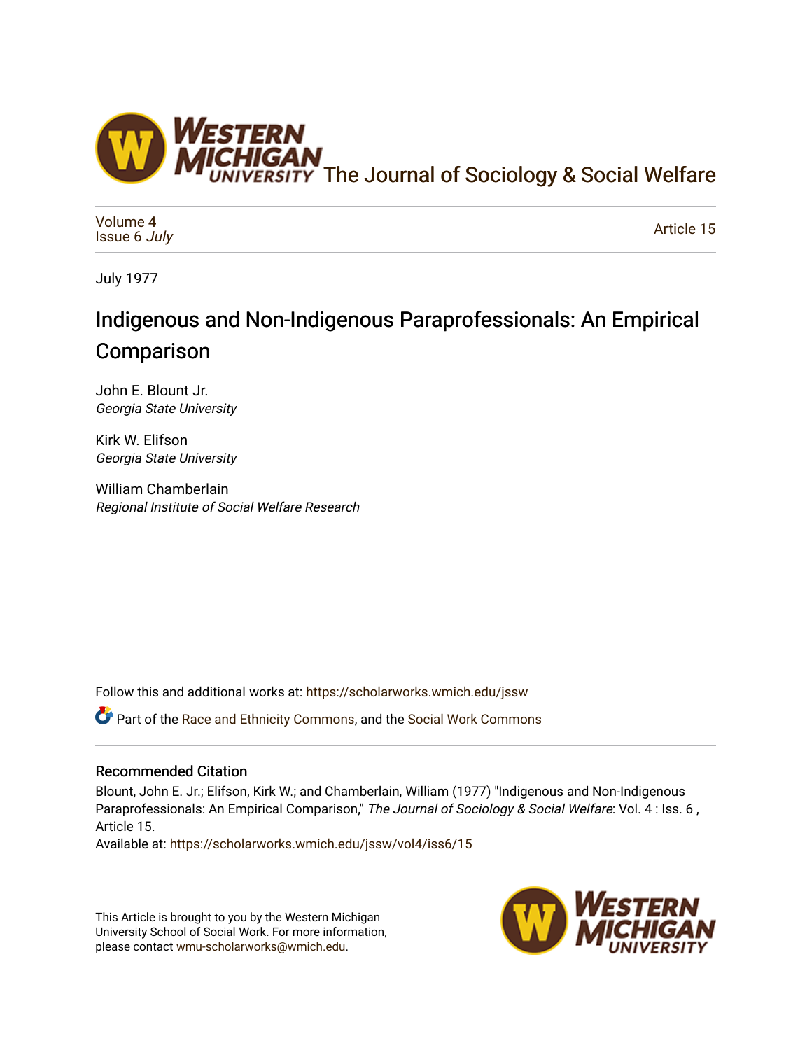The Journal of Sociology & Social Welfare

Volume 4
Issue 6 *July*

Article 15

July 1977

# Indigenous and Non-Indigenous Paraprofessionals: An Empirical Comparison

John E. Blount Jr.
*Georgia State University*

Kirk W. Elifson
*Georgia State University*

William Chamberlain
*Regional Institute of Social Welfare Research*

Follow this and additional works at: https://scholarworks.wmich.edu/jssw

Part of the Race and Ethnicity Commons, and the Social Work Commons

## Recommended Citation

Blount, John E. Jr.; Elifson, Kirk W.; and Chamberlain, William (1977) "Indigenous and Non-Indigenous Paraprofessionals: An Empirical Comparison," *The Journal of Sociology & Social Welfare*: Vol. 4 : Iss. 6 , Article 15.
Available at: https://scholarworks.wmich.edu/jssw/vol4/iss6/15

This Article is brought to you by the Western Michigan University School of Social Work. For more information, please contact wmu-scholarworks@wmich.edu.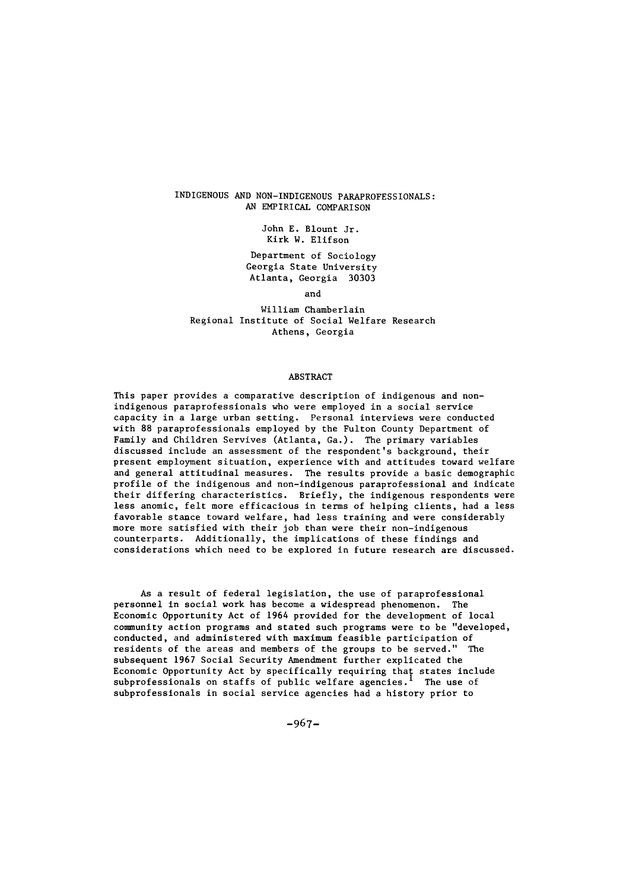# INDIGENOUS AND NON-INDIGENOUS PARAPROFESSIONALS: AN EMPIRICAL COMPARISON

John E. Blount Jr.
Kirk W. Elifson

Department of Sociology
Georgia State University
Atlanta, Georgia 30303

and

William Chamberlain
Regional Institute of Social Welfare Research
Athens, Georgia

## ABSTRACT

This paper provides a comparative description of indigenous and non-indigenous paraprofessionals who were employed in a social service capacity in a large urban setting. Personal interviews were conducted with 88 paraprofessionals employed by the Fulton County Department of Family and Children Servives (Atlanta, Ga.). The primary variables discussed include an assessment of the respondent's background, their present employment situation, experience with and attitudes toward welfare and general attitudinal measures. The results provide a basic demographic profile of the indigenous and non-indigenous paraprofessional and indicate their differing characteristics. Briefly, the indigenous respondents were less anomic, felt more efficacious in terms of helping clients, had a less favorable stance toward welfare, had less training and were considerably more more satisfied with their job than were their non-indigenous counterparts. Additionally, the implications of these findings and considerations which need to be explored in future research are discussed.

As a result of federal legislation, the use of paraprofessional personnel in social work has become a widespread phenomenon. The Economic Opportunity Act of 1964 provided for the development of local community action programs and stated such programs were to be "developed, conducted, and administered with maximum feasible participation of residents of the areas and members of the groups to be served." The subsequent 1967 Social Security Amendment further explicated the Economic Opportunity Act by specifically requiring that states include subprofessionals on staffs of public welfare agencies.[1] The use of subprofessionals in social service agencies had a history prior to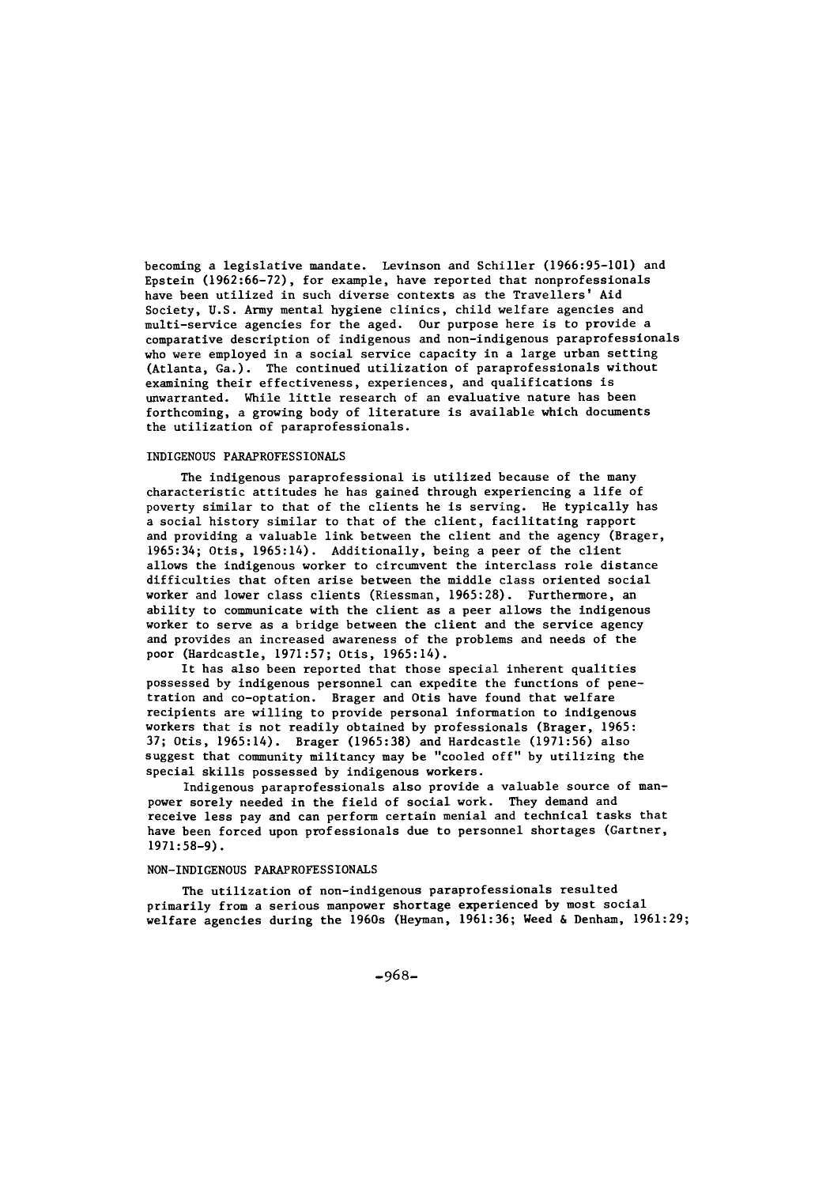becoming a legislative mandate. Levinson and Schiller (1966:95-101) and Epstein (1962:66-72), for example, have reported that nonprofessionals have been utilized in such diverse contexts as the Travellers' Aid Society, U.S. Army mental hygiene clinics, child welfare agencies and multi-service agencies for the aged. Our purpose here is to provide a comparative description of indigenous and non-indigenous paraprofessionals who were employed in a social service capacity in a large urban setting (Atlanta, Ga.). The continued utilization of paraprofessionals without examining their effectiveness, experiences, and qualifications is unwarranted. While little research of an evaluative nature has been forthcoming, a growing body of literature is available which documents the utilization of paraprofessionals.

## INDIGENOUS PARAPROFESSIONALS

The indigenous paraprofessional is utilized because of the many characteristic attitudes he has gained through experiencing a life of poverty similar to that of the clients he is serving. He typically has a social history similar to that of the client, facilitating rapport and providing a valuable link between the client and the agency (Brager, 1965:34; Otis, 1965:14). Additionally, being a peer of the client allows the indigenous worker to circumvent the interclass role distance difficulties that often arise between the middle class oriented social worker and lower class clients (Riessman, 1965:28). Furthermore, an ability to communicate with the client as a peer allows the indigenous worker to serve as a bridge between the client and the service agency and provides an increased awareness of the problems and needs of the poor (Hardcastle, 1971:57; Otis, 1965:14).

It has also been reported that those special inherent qualities possessed by indigenous personnel can expedite the functions of penetration and co-optation. Brager and Otis have found that welfare recipients are willing to provide personal information to indigenous workers that is not readily obtained by professionals (Brager, 1965: 37; Otis, 1965:14). Brager (1965:38) and Hardcastle (1971:56) also suggest that community militancy may be "cooled off" by utilizing the special skills possessed by indigenous workers.

Indigenous paraprofessionals also provide a valuable source of manpower sorely needed in the field of social work. They demand and receive less pay and can perform certain menial and technical tasks that have been forced upon professionals due to personnel shortages (Gartner, 1971:58-9).

## NON-INDIGENOUS PARAPROFESSIONALS

The utilization of non-indigenous paraprofessionals resulted primarily from a serious manpower shortage experienced by most social welfare agencies during the 1960s (Heyman, 1961:36; Weed & Denham, 1961:29;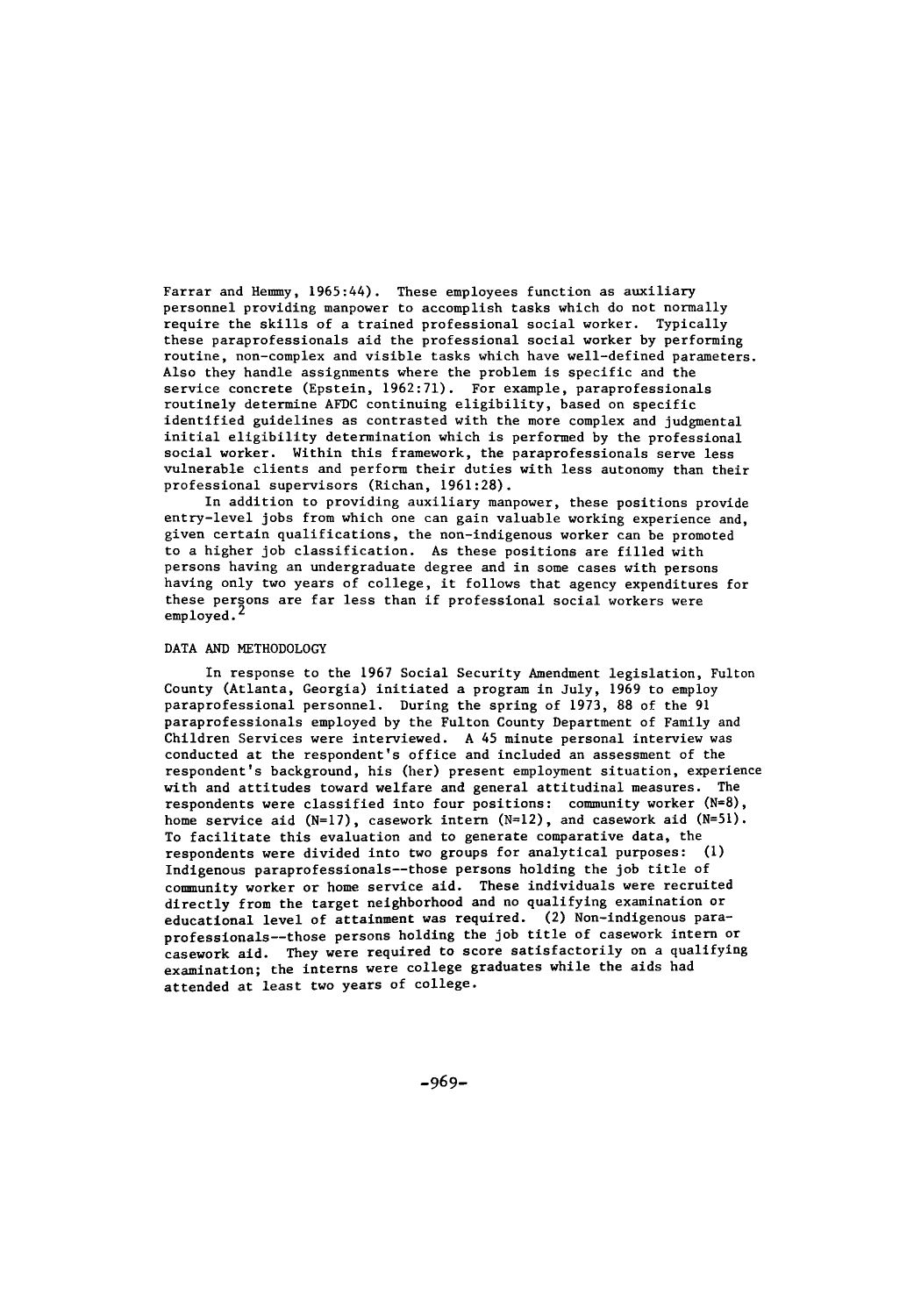Farrar and Hemmy, 1965:44). These employees function as auxiliary personnel providing manpower to accomplish tasks which do not normally require the skills of a trained professional social worker. Typically these paraprofessionals aid the professional social worker by performing routine, non-complex and visible tasks which have well-defined parameters. Also they handle assignments where the problem is specific and the service concrete (Epstein, 1962:71). For example, paraprofessionals routinely determine AFDC continuing eligibility, based on specific identified guidelines as contrasted with the more complex and judgmental initial eligibility determination which is performed by the professional social worker. Within this framework, the paraprofessionals serve less vulnerable clients and perform their duties with less autonomy than their professional supervisors (Richan, 1961:28).

In addition to providing auxiliary manpower, these positions provide entry-level jobs from which one can gain valuable working experience and, given certain qualifications, the non-indigenous worker can be promoted to a higher job classification. As these positions are filled with persons having an undergraduate degree and in some cases with persons having only two years of college, it follows that agency expenditures for these persons are far less than if professional social workers were employed.[2]

## DATA AND METHODOLOGY

In response to the 1967 Social Security Amendment legislation, Fulton County (Atlanta, Georgia) initiated a program in July, 1969 to employ paraprofessional personnel. During the spring of 1973, 88 of the 91 paraprofessionals employed by the Fulton County Department of Family and Children Services were interviewed. A 45 minute personal interview was conducted at the respondent's office and included an assessment of the respondent's background, his (her) present employment situation, experience with and attitudes toward welfare and general attitudinal measures. The respondents were classified into four positions: community worker (N=8), home service aid (N=17), casework intern (N=12), and casework aid (N=51). To facilitate this evaluation and to generate comparative data, the respondents were divided into two groups for analytical purposes: (1) Indigenous paraprofessionals--those persons holding the job title of community worker or home service aid. These individuals were recruited directly from the target neighborhood and no qualifying examination or educational level of attainment was required. (2) Non-indigenous paraprofessionals--those persons holding the job title of casework intern or casework aid. They were required to score satisfactorily on a qualifying examination; the interns were college graduates while the aids had attended at least two years of college.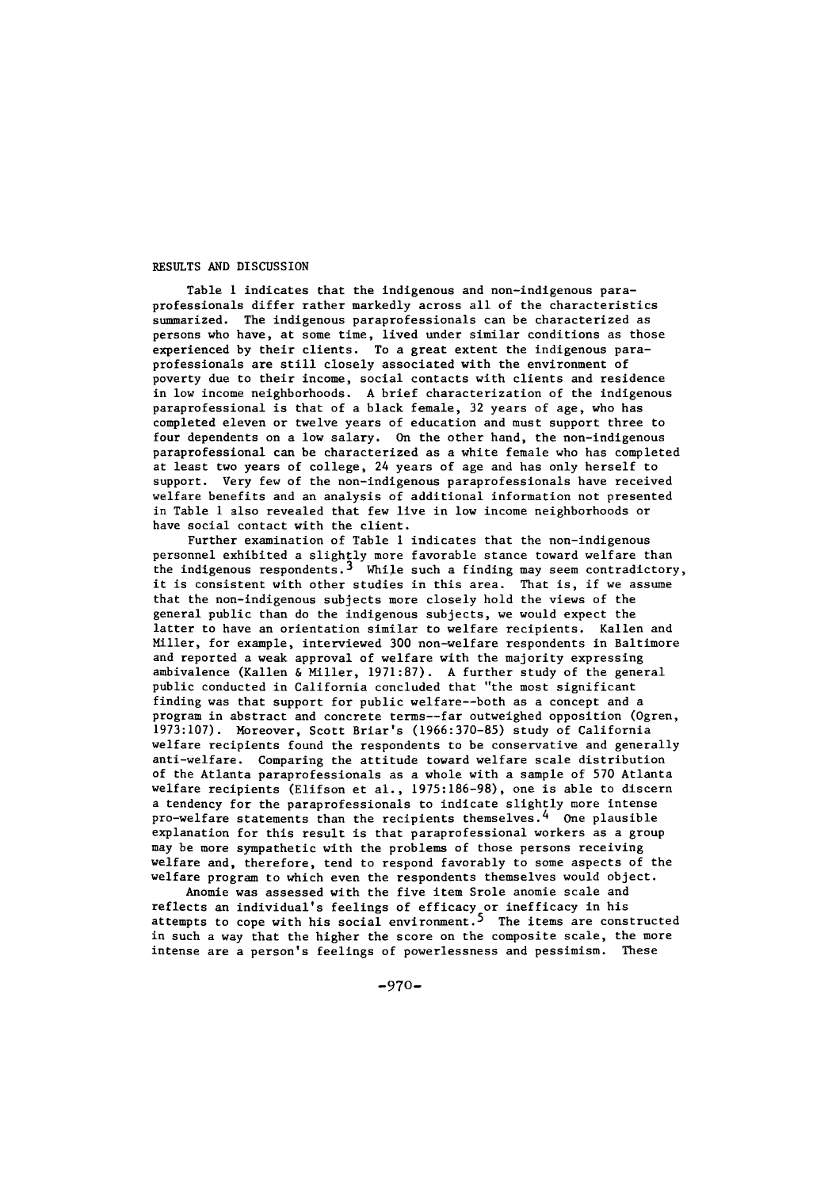## RESULTS AND DISCUSSION

Table 1 indicates that the indigenous and non-indigenous paraprofessionals differ rather markedly across all of the characteristics summarized. The indigenous paraprofessionals can be characterized as persons who have, at some time, lived under similar conditions as those experienced by their clients. To a great extent the indigenous paraprofessionals are still closely associated with the environment of poverty due to their income, social contacts with clients and residence in low income neighborhoods. A brief characterization of the indigenous paraprofessional is that of a black female, 32 years of age, who has completed eleven or twelve years of education and must support three to four dependents on a low salary. On the other hand, the non-indigenous paraprofessional can be characterized as a white female who has completed at least two years of college, 24 years of age and has only herself to support. Very few of the non-indigenous paraprofessionals have received welfare benefits and an analysis of additional information not presented in Table 1 also revealed that few live in low income neighborhoods or have social contact with the client.

Further examination of Table 1 indicates that the non-indigenous personnel exhibited a slightly more favorable stance toward welfare than the indigenous respondents.[3] While such a finding may seem contradictory, it is consistent with other studies in this area. That is, if we assume that the non-indigenous subjects more closely hold the views of the general public than do the indigenous subjects, we would expect the latter to have an orientation similar to welfare recipients. Kallen and Miller, for example, interviewed 300 non-welfare respondents in Baltimore and reported a weak approval of welfare with the majority expressing ambivalence (Kallen & Miller, 1971:87). A further study of the general public conducted in California concluded that "the most significant finding was that support for public welfare--both as a concept and a program in abstract and concrete terms--far outweighed opposition (Ogren, 1973:107). Moreover, Scott Briar's (1966:370-85) study of California welfare recipients found the respondents to be conservative and generally anti-welfare. Comparing the attitude toward welfare scale distribution of the Atlanta paraprofessionals as a whole with a sample of 570 Atlanta welfare recipients (Elifson et al., 1975:186-98), one is able to discern a tendency for the paraprofessionals to indicate slightly more intense pro-welfare statements than the recipients themselves.[4] One plausible explanation for this result is that paraprofessional workers as a group may be more sympathetic with the problems of those persons receiving welfare and, therefore, tend to respond favorably to some aspects of the welfare program to which even the respondents themselves would object.

Anomie was assessed with the five item Srole anomie scale and reflects an individual's feelings of efficacy or inefficacy in his attempts to cope with his social environment.[5] The items are constructed in such a way that the higher the score on the composite scale, the more intense are a person's feelings of powerlessness and pessimism. These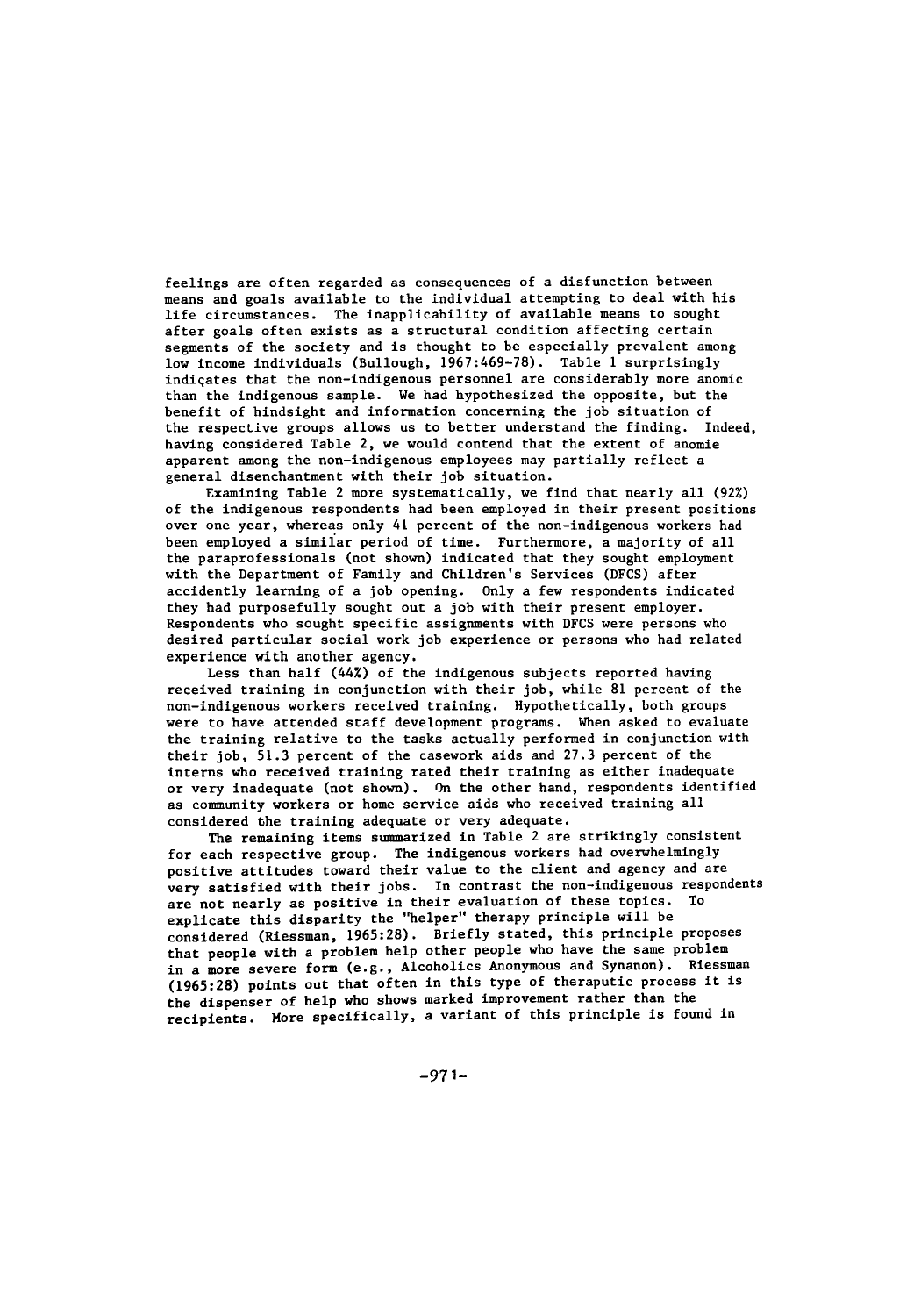feelings are often regarded as consequences of a disfunction between means and goals available to the individual attempting to deal with his life circumstances. The inapplicability of available means to sought after goals often exists as a structural condition affecting certain segments of the society and is thought to be especially prevalent among low income individuals (Bullough, 1967:469-78). Table 1 surprisingly indicates that the non-indigenous personnel are considerably more anomic than the indigenous sample. We had hypothesized the opposite, but the benefit of hindsight and information concerning the job situation of the respective groups allows us to better understand the finding. Indeed, having considered Table 2, we would contend that the extent of anomie apparent among the non-indigenous employees may partially reflect a general disenchantment with their job situation.

Examining Table 2 more systematically, we find that nearly all (92%) of the indigenous respondents had been employed in their present positions over one year, whereas only 41 percent of the non-indigenous workers had been employed a similar period of time. Furthermore, a majority of all the paraprofessionals (not shown) indicated that they sought employment with the Department of Family and Children's Services (DFCS) after accidently learning of a job opening. Only a few respondents indicated they had purposefully sought out a job with their present employer. Respondents who sought specific assignments with DFCS were persons who desired particular social work job experience or persons who had related experience with another agency.

Less than half (44%) of the indigenous subjects reported having received training in conjunction with their job, while 81 percent of the non-indigenous workers received training. Hypothetically, both groups were to have attended staff development programs. When asked to evaluate the training relative to the tasks actually performed in conjunction with their job, 51.3 percent of the casework aids and 27.3 percent of the interns who received training rated their training as either inadequate or very inadequate (not shown). On the other hand, respondents identified as community workers or home service aids who received training all considered the training adequate or very adequate.

The remaining items summarized in Table 2 are strikingly consistent for each respective group. The indigenous workers had overwhelmingly positive attitudes toward their value to the client and agency and are very satisfied with their jobs. In contrast the non-indigenous respondents are not nearly as positive in their evaluation of these topics. To explicate this disparity the "helper" therapy principle will be considered (Riessman, 1965:28). Briefly stated, this principle proposes that people with a problem help other people who have the same problem in a more severe form (e.g., Alcoholics Anonymous and Synanon). Riessman (1965:28) points out that often in this type of theraputic process it is the dispenser of help who shows marked improvement rather than the recipients. More specifically, a variant of this principle is found in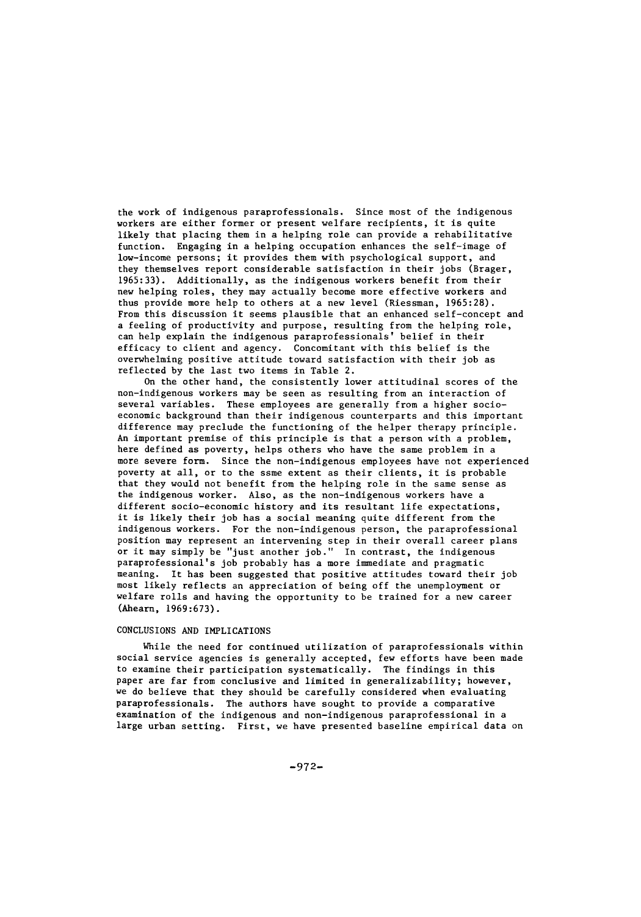the work of indigenous paraprofessionals. Since most of the indigenous workers are either former or present welfare recipients, it is quite likely that placing them in a helping role can provide a rehabilitative function. Engaging in a helping occupation enhances the self-image of low-income persons; it provides them with psychological support, and they themselves report considerable satisfaction in their jobs (Brager, 1965:33). Additionally, as the indigenous workers benefit from their new helping roles, they may actually become more effective workers and thus provide more help to others at a new level (Riessman, 1965:28). From this discussion it seems plausible that an enhanced self-concept and a feeling of productivity and purpose, resulting from the helping role, can help explain the indigenous paraprofessionals' belief in their efficacy to client and agency. Concomitant with this belief is the overwhelming positive attitude toward satisfaction with their job as reflected by the last two items in Table 2.

On the other hand, the consistently lower attitudinal scores of the non-indigenous workers may be seen as resulting from an interaction of several variables. These employees are generally from a higher socio-economic background than their indigenous counterparts and this important difference may preclude the functioning of the helper therapy principle. An important premise of this principle is that a person with a problem, here defined as poverty, helps others who have the same problem in a more severe form. Since the non-indigenous employees have not experienced poverty at all, or to the ssme extent as their clients, it is probable that they would not benefit from the helping role in the same sense as the indigenous worker. Also, as the non-indigenous workers have a different socio-economic history and its resultant life expectations, it is likely their job has a social meaning quite different from the indigenous workers. For the non-indigenous person, the paraprofessional position may represent an intervening step in their overall career plans or it may simply be "just another job." In contrast, the indigenous paraprofessional's job probably has a more immediate and pragmatic meaning. It has been suggested that positive attitudes toward their job most likely reflects an appreciation of being off the unemployment or welfare rolls and having the opportunity to be trained for a new career (Ahearn, 1969:673).

## CONCLUSIONS AND IMPLICATIONS

While the need for continued utilization of paraprofessionals within social service agencies is generally accepted, few efforts have been made to examine their participation systematically. The findings in this paper are far from conclusive and limited in generalizability; however, we do believe that they should be carefully considered when evaluating paraprofessionals. The authors have sought to provide a comparative examination of the indigenous and non-indigenous paraprofessional in a large urban setting. First, we have presented baseline empirical data on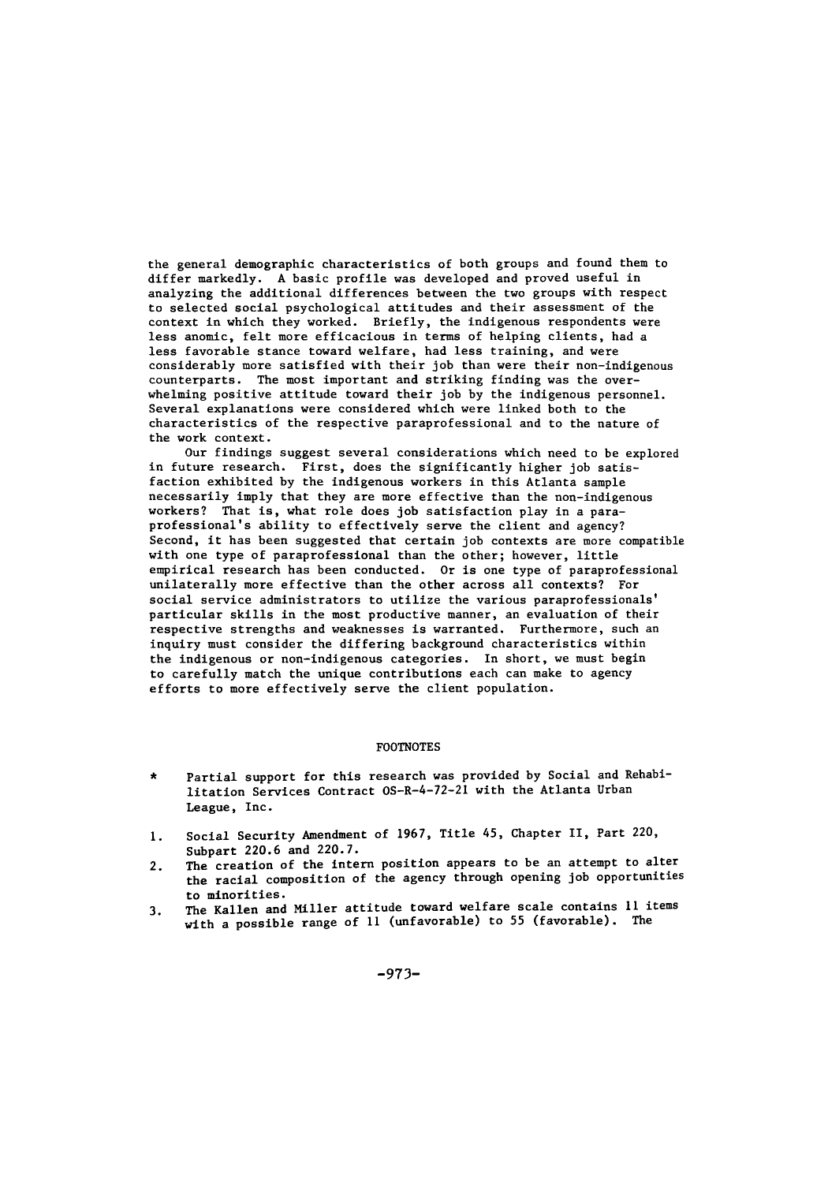the general demographic characteristics of both groups and found them to differ markedly. A basic profile was developed and proved useful in analyzing the additional differences between the two groups with respect to selected social psychological attitudes and their assessment of the context in which they worked. Briefly, the indigenous respondents were less anomic, felt more efficacious in terms of helping clients, had a less favorable stance toward welfare, had less training, and were considerably more satisfied with their job than were their non-indigenous counterparts. The most important and striking finding was the overwhelming positive attitude toward their job by the indigenous personnel. Several explanations were considered which were linked both to the characteristics of the respective paraprofessional and to the nature of the work context.

Our findings suggest several considerations which need to be explored in future research. First, does the significantly higher job satisfaction exhibited by the indigenous workers in this Atlanta sample necessarily imply that they are more effective than the non-indigenous workers? That is, what role does job satisfaction play in a paraprofessional's ability to effectively serve the client and agency? Second, it has been suggested that certain job contexts are more compatible with one type of paraprofessional than the other; however, little empirical research has been conducted. Or is one type of paraprofessional unilaterally more effective than the other across all contexts? For social service administrators to utilize the various paraprofessionals' particular skills in the most productive manner, an evaluation of their respective strengths and weaknesses is warranted. Furthermore, such an inquiry must consider the differing background characteristics within the indigenous or non-indigenous categories. In short, we must begin to carefully match the unique contributions each can make to agency efforts to more effectively serve the client population.

## FOOTNOTES

\* Partial support for this research was provided by Social and Rehabilitation Services Contract OS-R-4-72-21 with the Atlanta Urban League, Inc.

1. Social Security Amendment of 1967, Title 45, Chapter II, Part 220, Subpart 220.6 and 220.7.
2. The creation of the intern position appears to be an attempt to alter the racial composition of the agency through opening job opportunities to minorities.
3. The Kallen and Miller attitude toward welfare scale contains 11 items with a possible range of 11 (unfavorable) to 55 (favorable). The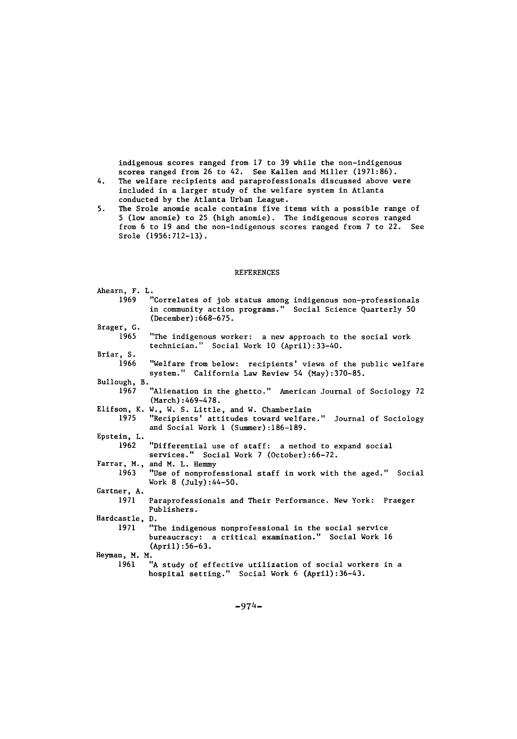indigenous scores ranged from 17 to 39 while the non-indigenous scores ranged from 26 to 42. See Kallen and Miller (1971:86).

4. The welfare recipients and paraprofessionals discussed above were included in a larger study of the welfare system in Atlanta conducted by the Atlanta Urban League.
5. The Srole anomie scale contains five items with a possible range of 5 (low anomie) to 25 (high anomie). The indigenous scores ranged from 6 to 19 and the non-indigenous scores ranged from 7 to 22. See Srole (1956:712-13).

## REFERENCES

Ahearn, F. L.
1969 "Correlates of job status among indigenous non-professionals in community action programs." Social Science Quarterly 50 (December):668-675.

Brager, G.
1965 "The indigenous worker: a new approach to the social work technician." Social Work 10 (April):33-40.

Briar, S.
1966 "Welfare from below: recipients' views of the public welfare system." California Law Review 54 (May):370-85.

Bullough, B.
1967 "Alienation in the ghetto." American Journal of Sociology 72 (March):469-478.

Elifson, K. W., W. S. Little, and W. Chamberlain
1975 "Recipients' attitudes toward welfare." Journal of Sociology and Social Work 1 (Summer):186-189.

Epstein, L.
1962 "Differential use of staff: a method to expand social services." Social Work 7 (October):66-72.

Farrar, M., and M. L. Hemmy
1963 "Use of nonprofessional staff in work with the aged." Social Work 8 (July):44-50.

Gartner, A.
1971 Paraprofessionals and Their Performance. New York: Praeger Publishers.

Hardcastle, D.
1971 "The indigenous nonprofessional in the social service bureaucracy: a critical examination." Social Work 16 (April):56-63.

Heyman, M. M.
1961 "A study of effective utilization of social workers in a hospital setting." Social Work 6 (April):36-43.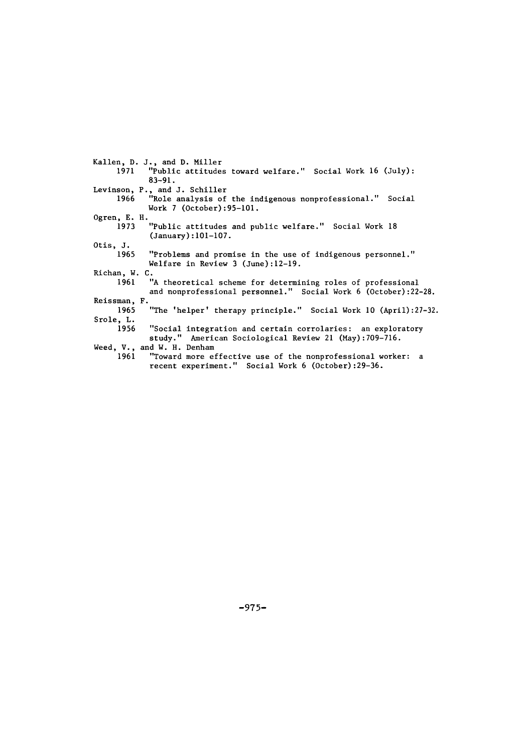Kallen, D. J., and D. Miller
1971 "Public attitudes toward welfare." Social Work 16 (July): 83-91.

Levinson, P., and J. Schiller
1966 "Role analysis of the indigenous nonprofessional." Social Work 7 (October):95-101.

Ogren, E. H.
1973 "Public attitudes and public welfare." Social Work 18 (January):101-107.

Otis, J.
1965 "Problems and promise in the use of indigenous personnel." Welfare in Review 3 (June):12-19.

Richan, W. C.
1961 "A theoretical scheme for determining roles of professional and nonprofessional personnel." Social Work 6 (October):22-28.

Reissman, F.
1965 "The 'helper' therapy principle." Social Work 10 (April):27-32.

Srole, L.
1956 "Social integration and certain corrolaries: an exploratory study." American Sociological Review 21 (May):709-716.

Weed, V., and W. H. Denham
1961 "Toward more effective use of the nonprofessional worker: a recent experiment." Social Work 6 (October):29-36.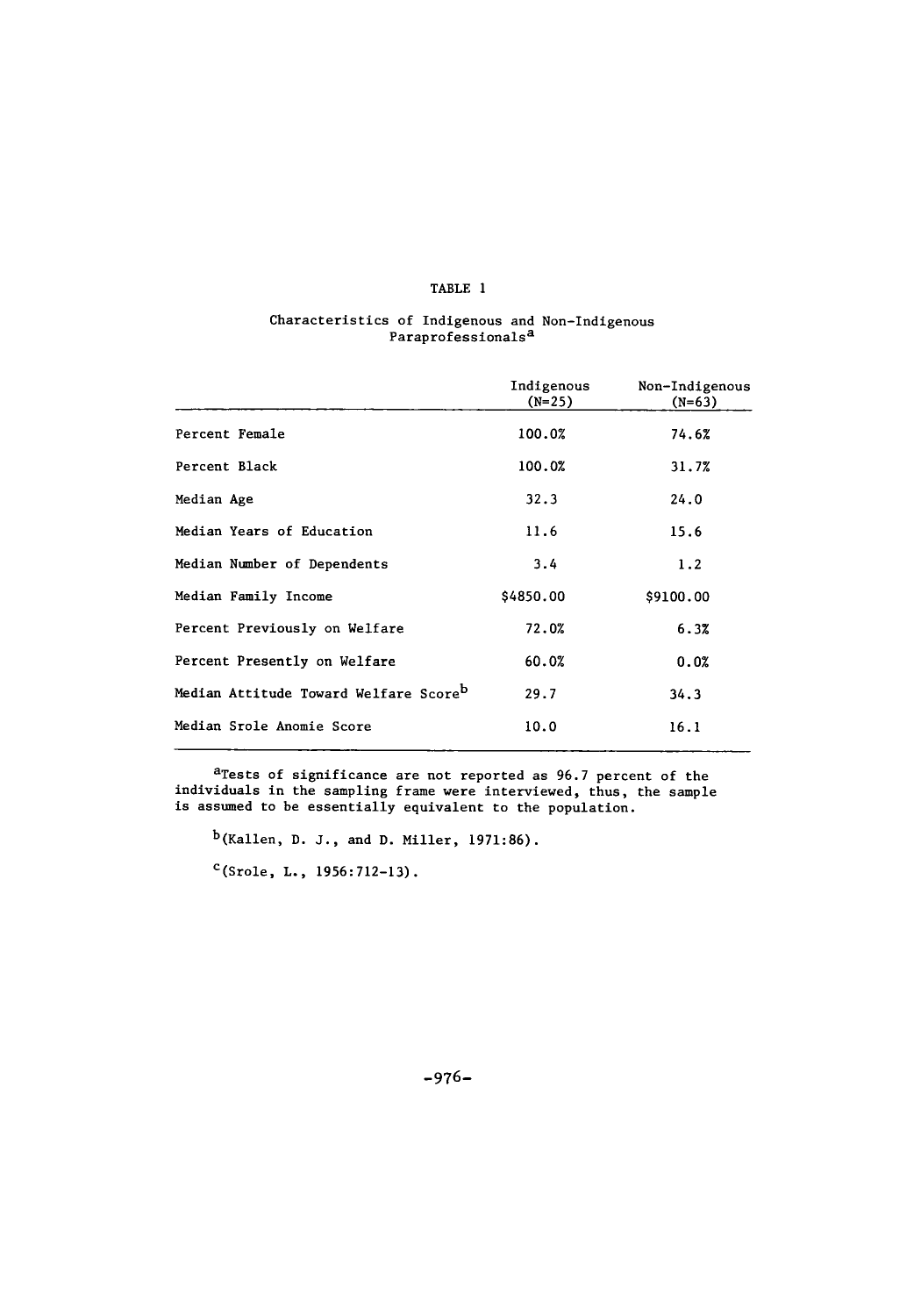TABLE 1

Characteristics of Indigenous and Non-Indigenous Paraprofessionals[a]

| | Indigenous (N=25) | Non-Indigenous (N=63) |
|---|---|---|
| Percent Female | 100.0% | 74.6% |
| Percent Black | 100.0% | 31.7% |
| Median Age | 32.3 | 24.0 |
| Median Years of Education | 11.6 | 15.6 |
| Median Number of Dependents | 3.4 | 1.2 |
| Median Family Income | $4850.00 | $9100.00 |
| Percent Previously on Welfare | 72.0% | 6.3% |
| Percent Presently on Welfare | 60.0% | 0.0% |
| Median Attitude Toward Welfare Score[b] | 29.7 | 34.3 |
| Median Srole Anomie Score | 10.0 | 16.1 |

[a]Tests of significance are not reported as 96.7 percent of the individuals in the sampling frame were interviewed, thus, the sample is assumed to be essentially equivalent to the population.

[b](Kallen, D. J., and D. Miller, 1971:86).

[c](Srole, L., 1956:712-13).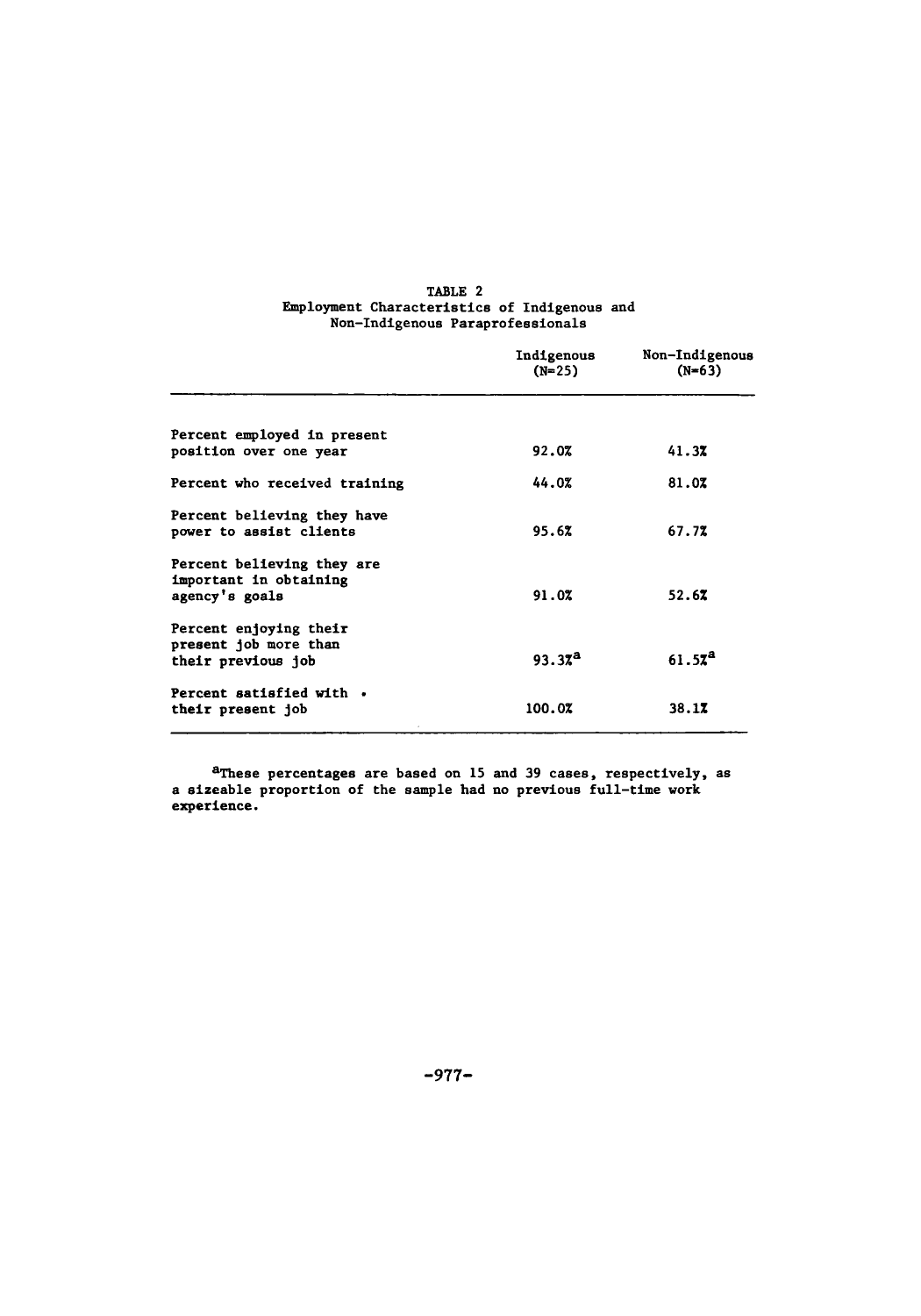TABLE 2
Employment Characteristics of Indigenous and Non-Indigenous Paraprofessionals

| | Indigenous (N=25) | Non-Indigenous (N=63) |
|---|---|---|
| Percent employed in present position over one year | 92.0% | 41.3% |
| Percent who received training | 44.0% | 81.0% |
| Percent believing they have power to assist clients | 95.6% | 67.7% |
| Percent believing they are important in obtaining agency's goals | 91.0% | 52.6% |
| Percent enjoying their present job more than their previous job | 93.3%[a] | 61.5%[a] |
| Percent satisfied with their present job | 100.0% | 38.1% |

[a]These percentages are based on 15 and 39 cases, respectively, as a sizeable proportion of the sample had no previous full-time work experience.